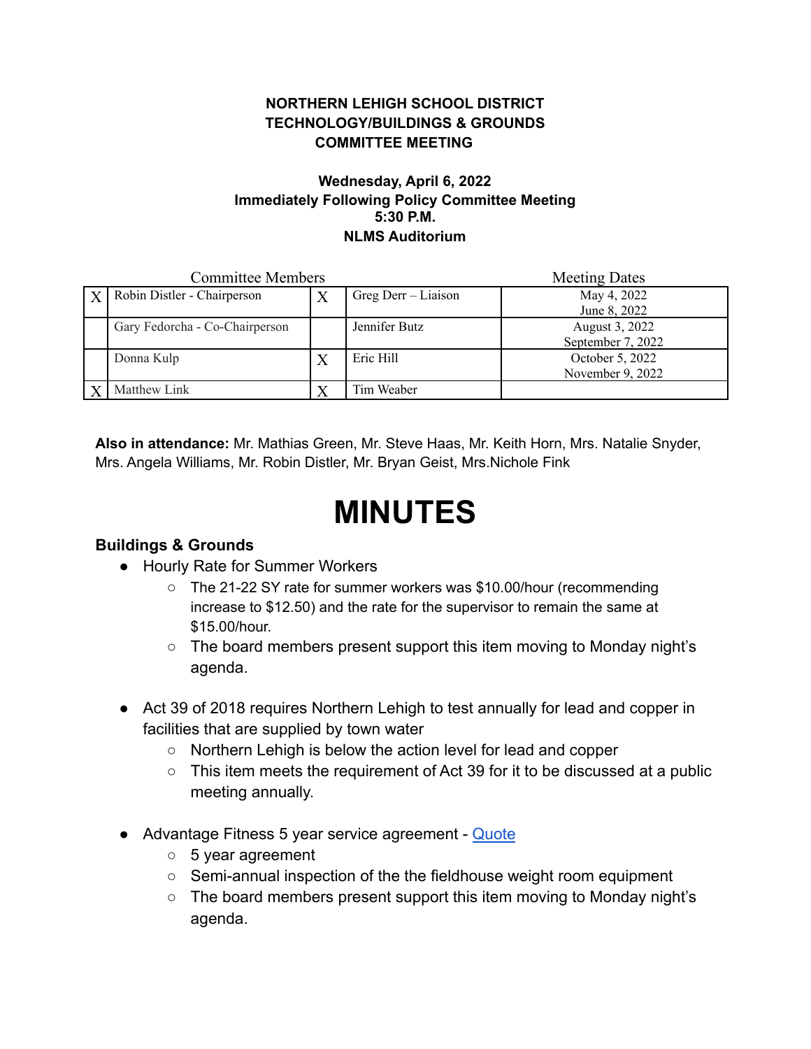**NORTHERN LEHIGH SCHOOL DISTRICT**
**TECHNOLOGY/BUILDINGS & GROUNDS**
**COMMITTEE MEETING**

**Wednesday, April 6, 2022**
**Immediately Following Policy Committee Meeting**
**5:30 P.M.**
**NLMS Auditorium**

| Committee Members | | | | Meeting Dates |
|---|---|---|---|---|
| X | Robin Distler - Chairperson | X | Greg Derr – Liaison | May 4, 2022<br>June 8, 2022 |
| | Gary Fedorcha - Co-Chairperson | | Jennifer Butz | August 3, 2022<br>September 7, 2022 |
| | Donna Kulp | X | Eric Hill | October 5, 2022<br>November 9, 2022 |
| X | Matthew Link | X | Tim Weaber | |

**Also in attendance:** Mr. Mathias Green, Mr. Steve Haas, Mr. Keith Horn, Mrs. Natalie Snyder, Mrs. Angela Williams, Mr. Robin Distler, Mr. Bryan Geist, Mrs.Nichole Fink

# MINUTES

### Buildings & Grounds

- Hourly Rate for Summer Workers
  - The 21-22 SY rate for summer workers was $10.00/hour (recommending increase to $12.50) and the rate for the supervisor to remain the same at $15.00/hour.
  - The board members present support this item moving to Monday night's agenda.

- Act 39 of 2018 requires Northern Lehigh to test annually for lead and copper in facilities that are supplied by town water
  - Northern Lehigh is below the action level for lead and copper
  - This item meets the requirement of Act 39 for it to be discussed at a public meeting annually.

- Advantage Fitness 5 year service agreement - Quote
  - 5 year agreement
  - Semi-annual inspection of the the fieldhouse weight room equipment
  - The board members present support this item moving to Monday night's agenda.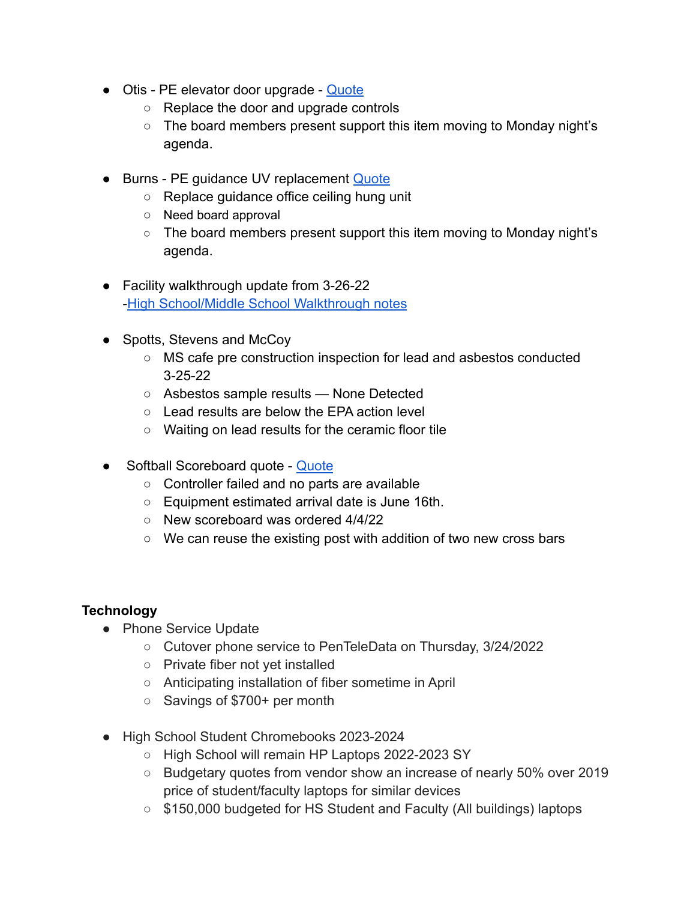- Otis - PE elevator door upgrade - Quote
  - Replace the door and upgrade controls
  - The board members present support this item moving to Monday night's agenda.

- Burns - PE guidance UV replacement Quote
  - Replace guidance office ceiling hung unit
  - Need board approval
  - The board members present support this item moving to Monday night's agenda.

- Facility walkthrough update from 3-26-22
  -High School/Middle School Walkthrough notes

- Spotts, Stevens and McCoy
  - MS cafe pre construction inspection for lead and asbestos conducted 3-25-22
  - Asbestos sample results — None Detected
  - Lead results are below the EPA action level
  - Waiting on lead results for the ceramic floor tile

- Softball Scoreboard quote - Quote
  - Controller failed and no parts are available
  - Equipment estimated arrival date is June 16th.
  - New scoreboard was ordered 4/4/22
  - We can reuse the existing post with addition of two new cross bars

**Technology**

- Phone Service Update
  - Cutover phone service to PenTeleData on Thursday, 3/24/2022
  - Private fiber not yet installed
  - Anticipating installation of fiber sometime in April
  - Savings of $700+ per month

- High School Student Chromebooks 2023-2024
  - High School will remain HP Laptops 2022-2023 SY
  - Budgetary quotes from vendor show an increase of nearly 50% over 2019 price of student/faculty laptops for similar devices
  - $150,000 budgeted for HS Student and Faculty (All buildings) laptops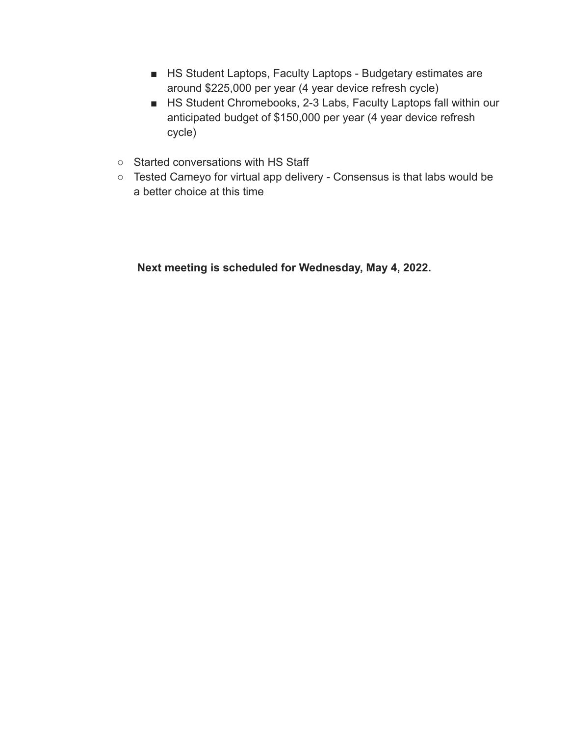- HS Student Laptops, Faculty Laptops - Budgetary estimates are around $225,000 per year (4 year device refresh cycle)
    - HS Student Chromebooks, 2-3 Labs, Faculty Laptops fall within our anticipated budget of $150,000 per year (4 year device refresh cycle)

  - Started conversations with HS Staff
  - Tested Cameyo for virtual app delivery - Consensus is that labs would be a better choice at this time

**Next meeting is scheduled for Wednesday, May 4, 2022.**